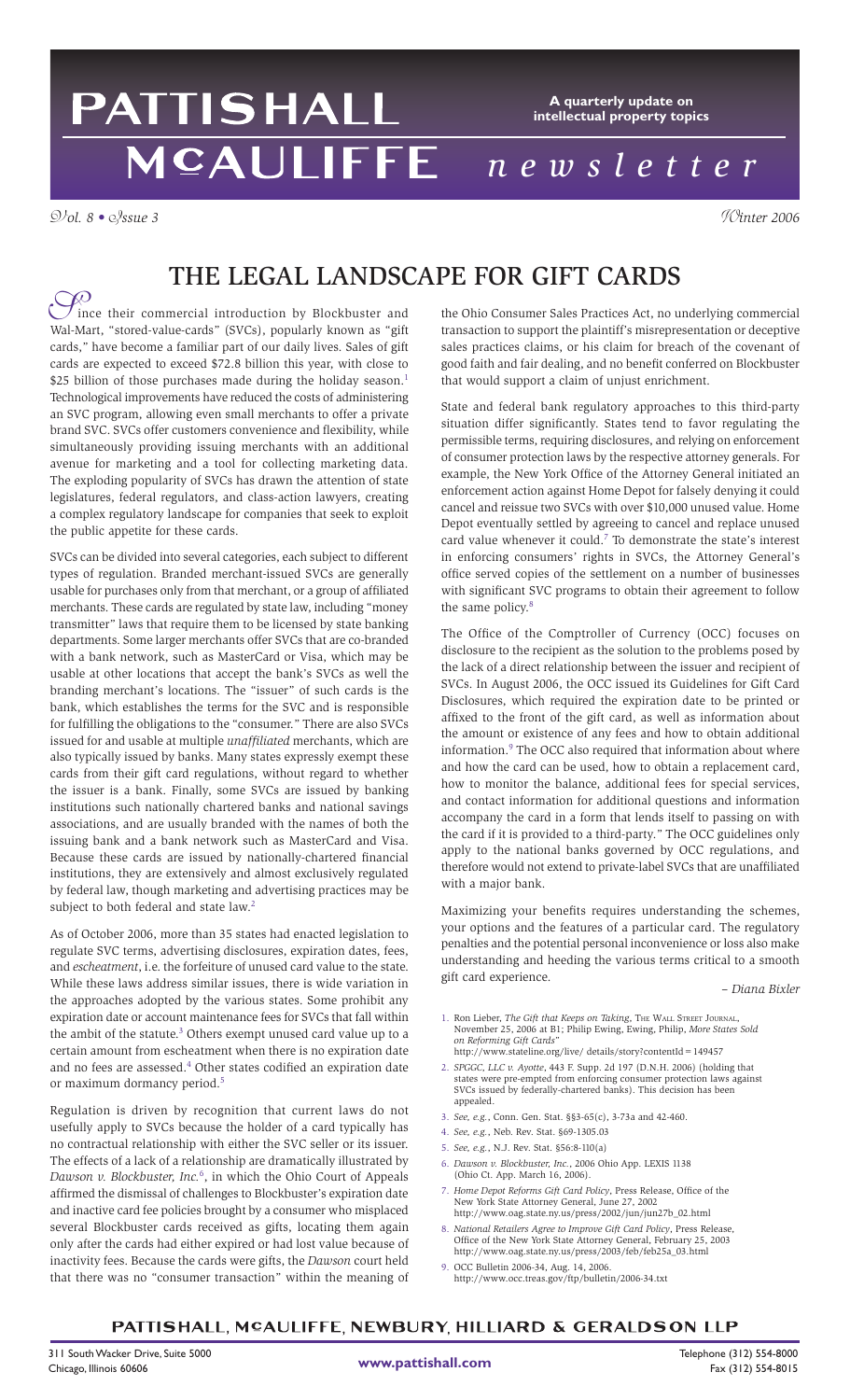# THE LEGAL LANDSCAPE FOR GIFT CARDS

Since their commercial introduction by Blockbuster and Wal-Mart, "stored-value-cards" (SVCs), popularly known as "gift cards," have become a familiar part of our daily lives. Sales of gift cards are expected to exceed $72.8 billion this year, with close to $25 billion of those purchases made during the holiday season.[1] Technological improvements have reduced the costs of administering an SVC program, allowing even small merchants to offer a private brand SVC. SVCs offer customers convenience and flexibility, while simultaneously providing issuing merchants with an additional avenue for marketing and a tool for collecting marketing data. The exploding popularity of SVCs has drawn the attention of state legislatures, federal regulators, and class-action lawyers, creating a complex regulatory landscape for companies that seek to exploit the public appetite for these cards.

SVCs can be divided into several categories, each subject to different types of regulation. Branded merchant-issued SVCs are generally usable for purchases only from that merchant, or a group of affiliated merchants. These cards are regulated by state law, including "money transmitter" laws that require them to be licensed by state banking departments. Some larger merchants offer SVCs that are co-branded with a bank network, such as MasterCard or Visa, which may be usable at other locations that accept the bank's SVCs as well the branding merchant's locations. The "issuer" of such cards is the bank, which establishes the terms for the SVC and is responsible for fulfilling the obligations to the "consumer." There are also SVCs issued for and usable at multiple *unaffiliated* merchants, which are also typically issued by banks. Many states expressly exempt these cards from their gift card regulations, without regard to whether the issuer is a bank. Finally, some SVCs are issued by banking institutions such nationally chartered banks and national savings associations, and are usually branded with the names of both the issuing bank and a bank network such as MasterCard and Visa. Because these cards are issued by nationally-chartered financial institutions, they are extensively and almost exclusively regulated by federal law, though marketing and advertising practices may be subject to both federal and state law.[2]

As of October 2006, more than 35 states had enacted legislation to regulate SVC terms, advertising disclosures, expiration dates, fees, and *escheatment*, i.e. the forfeiture of unused card value to the state. While these laws address similar issues, there is wide variation in the approaches adopted by the various states. Some prohibit any expiration date or account maintenance fees for SVCs that fall within the ambit of the statute.[3] Others exempt unused card value up to a certain amount from escheatment when there is no expiration date and no fees are assessed.[4] Other states codified an expiration date or maximum dormancy period.[5]

Regulation is driven by recognition that current laws do not usefully apply to SVCs because the holder of a card typically has no contractual relationship with either the SVC seller or its issuer. The effects of a lack of a relationship are dramatically illustrated by *Dawson v. Blockbuster, Inc.*[6], in which the Ohio Court of Appeals affirmed the dismissal of challenges to Blockbuster's expiration date and inactive card fee policies brought by a consumer who misplaced several Blockbuster cards received as gifts, locating them again only after the cards had either expired or had lost value because of inactivity fees. Because the cards were gifts, the *Dawson* court held that there was no "consumer transaction" within the meaning of the Ohio Consumer Sales Practices Act, no underlying commercial transaction to support the plaintiff's misrepresentation or deceptive sales practices claims, or his claim for breach of the covenant of good faith and fair dealing, and no benefit conferred on Blockbuster that would support a claim of unjust enrichment.

State and federal bank regulatory approaches to this third-party situation differ significantly. States tend to favor regulating the permissible terms, requiring disclosures, and relying on enforcement of consumer protection laws by the respective attorney generals. For example, the New York Office of the Attorney General initiated an enforcement action against Home Depot for falsely denying it could cancel and reissue two SVCs with over $10,000 unused value. Home Depot eventually settled by agreeing to cancel and replace unused card value whenever it could.[7] To demonstrate the state's interest in enforcing consumers' rights in SVCs, the Attorney General's office served copies of the settlement on a number of businesses with significant SVC programs to obtain their agreement to follow the same policy.[8]

The Office of the Comptroller of Currency (OCC) focuses on disclosure to the recipient as the solution to the problems posed by the lack of a direct relationship between the issuer and recipient of SVCs. In August 2006, the OCC issued its Guidelines for Gift Card Disclosures, which required the expiration date to be printed or affixed to the front of the gift card, as well as information about the amount or existence of any fees and how to obtain additional information.[9] The OCC also required that information about where and how the card can be used, how to obtain a replacement card, how to monitor the balance, additional fees for special services, and contact information for additional questions and information accompany the card in a form that lends itself to passing on with the card if it is provided to a third-party." The OCC guidelines only apply to the national banks governed by OCC regulations, and therefore would not extend to private-label SVCs that are unaffiliated with a major bank.

Maximizing your benefits requires understanding the schemes, your options and the features of a particular card. The regulatory penalties and the potential personal inconvenience or loss also make understanding and heeding the various terms critical to a smooth gift card experience.

*– Diana Bixler*

1. Ron Lieber, *The Gift that Keeps on Taking*, The Wall Street Journal, November 25, 2006 at B1; Philip Ewing, Ewing, Philip, *More States Sold on Reforming Gift Cards"* http://www.stateline.org/live/ details/story?contentId=149457
2. *SPGGC, LLC v. Ayotte*, 443 F. Supp. 2d 197 (D.N.H. 2006) (holding that states were pre-empted from enforcing consumer protection laws against SVCs issued by federally-chartered banks). This decision has been appealed.
3. *See, e.g.*, Conn. Gen. Stat. §§3-65(c), 3-73a and 42-460.
4. *See, e.g.*, Neb. Rev. Stat. §69-1305.03
5. *See, e.g.*, N.J. Rev. Stat. §56:8-110(a)
6. *Dawson v. Blockbuster, Inc.*, 2006 Ohio App. LEXIS 1138 (Ohio Ct. App. March 16, 2006).
7. *Home Depot Reforms Gift Card Policy*, Press Release, Office of the New York State Attorney General, June 27, 2002 http://www.oag.state.ny.us/press/2002/jun/jun27b_02.html
8. *National Retailers Agree to Improve Gift Card Policy*, Press Release, Office of the New York State Attorney General, February 25, 2003 http://www.oag.state.ny.us/press/2003/feb/feb25a_03.html
9. OCC Bulletin 2006-34, Aug. 14, 2006. http://www.occ.treas.gov/ftp/bulletin/2006-34.txt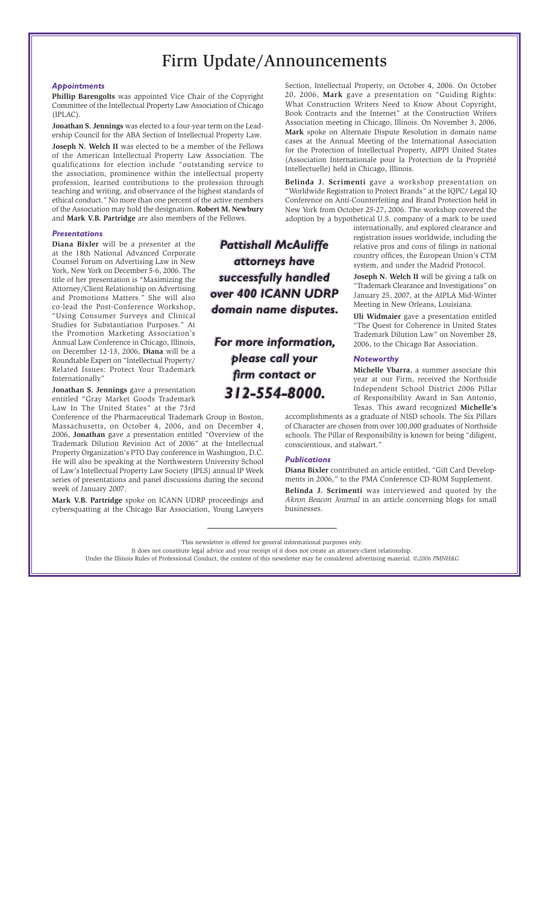# Firm Update/Announcements

### *Appointments*

**Phillip Barengolts** was appointed Vice Chair of the Copyright Committee of the Intellectual Property Law Association of Chicago (IPLAC).

**Jonathan S. Jennings** was elected to a four-year term on the Leadership Council for the ABA Section of Intellectual Property Law.

**Joseph N. Welch II** was elected to be a member of the Fellows of the American Intellectual Property Law Association. The qualifications for election include "outstanding service to the association, prominence within the intellectual property profession, learned contributions to the profession through teaching and writing, and observance of the highest standards of ethical conduct." No more than one percent of the active members of the Association may hold the designation. **Robert M. Newbury** and **Mark V.B. Partridge** are also members of the Fellows.

### *Presentations*

**Diana Bixler** will be a presenter at the at the 18th National Advanced Corporate Counsel Forum on Advertising Law in New York, New York on December 5-6, 2006. The title of her presentation is "Maximizing the Attorney/Client Relationship on Advertising and Promotions Matters." She will also co-lead the Post-Conference Workshop, "Using Consumer Surveys and Clinical Studies for Substantiation Purposes." At the Promotion Marketing Association's Annual Law Conference in Chicago, Illinois, on December 12-13, 2006, **Diana** will be a Roundtable Expert on "Intellectual Property/ Related Issues: Protect Your Trademark Internationally"

**Jonathan S. Jennings** gave a presentation entitled "Gray Market Goods Trademark Law In The United States" at the 73rd Conference of the Pharmaceutical Trademark Group in Boston, Massachusetts, on October 4, 2006, and on December 4, 2006, **Jonathan** gave a presentation entitled "Overview of the Trademark Dilution Revision Act of 2006" at the Intellectual Property Organization's PTO Day conference in Washington, D.C. He will also be speaking at the Northwestern University School of Law's Intellectual Property Law Society (IPLS) annual IP Week series of presentations and panel discussions during the second week of January 2007.

**Mark V.B. Partridge** spoke on ICANN UDRP proceedings and cybersquatting at the Chicago Bar Association, Young Lawyers Section, Intellectual Property, on October 4, 2006. On October 20, 2006, **Mark** gave a presentation on "Guiding Rights: What Construction Writers Need to Know About Copyright, Book Contracts and the Internet" at the Construction Writers Association meeting in Chicago, Illinois. On November 3, 2006, **Mark** spoke on Alternate Dispute Resolution in domain name cases at the Annual Meeting of the International Association for the Protection of Intellectual Property, AIPPI United States (Association Internationale pour la Protection de la Propriété Intellectuelle) held in Chicago, Illinois.

**Belinda J. Scrimenti** gave a workshop presentation on "Worldwide Registration to Protect Brands" at the IQPC/ Legal IQ Conference on Anti-Counterfeiting and Brand Protection held in New York from October 25-27, 2006. The workshop covered the adoption by a hypothetical U.S. company of a mark to be used internationally, and explored clearance and registration issues worldwide, including the relative pros and cons of filings in national country offices, the European Union's CTM system, and under the Madrid Protocol.

**Joseph N. Welch II** will be giving a talk on "Trademark Clearance and Investigations" on January 25, 2007, at the AIPLA Mid-Winter Meeting in New Orleans, Louisiana.

**Uli Widmaier** gave a presentation entitled "The Quest for Coherence in United States Trademark Dilution Law" on November 28, 2006, to the Chicago Bar Association.

***Pattishall McAuliffe attorneys have successfully handled over 400 ICANN UDRP domain name disputes.***

***For more information, please call your firm contact or 312-554-8000.***

### *Noteworthy*

**Michelle Ybarra**, a summer associate this year at our Firm, received the Northside Independent School District 2006 Pillar of Responsibility Award in San Antonio, Texas. This award recognized **Michelle's** accomplishments as a graduate of NISD schools. The Six Pillars of Character are chosen from over 100,000 graduates of Northside schools. The Pillar of Responsibility is known for being "diligent, conscientious, and stalwart."

### *Publications*

**Diana Bixler** contributed an article entitled, "Gift Card Developments in 2006," to the PMA Conference CD-ROM Supplement.

**Belinda J. Scrimenti** was interviewed and quoted by the *Akron Beacon Journal* in an article concerning blogs for small businesses.

---

This newsletter is offered for general informational purposes only.
It does not constitute legal advice and your receipt of it does not create an attorney-client relationship.
Under the Illinois Rules of Professional Conduct, the content of this newsletter may be considered advertising material. *©2006 PMNH&G*